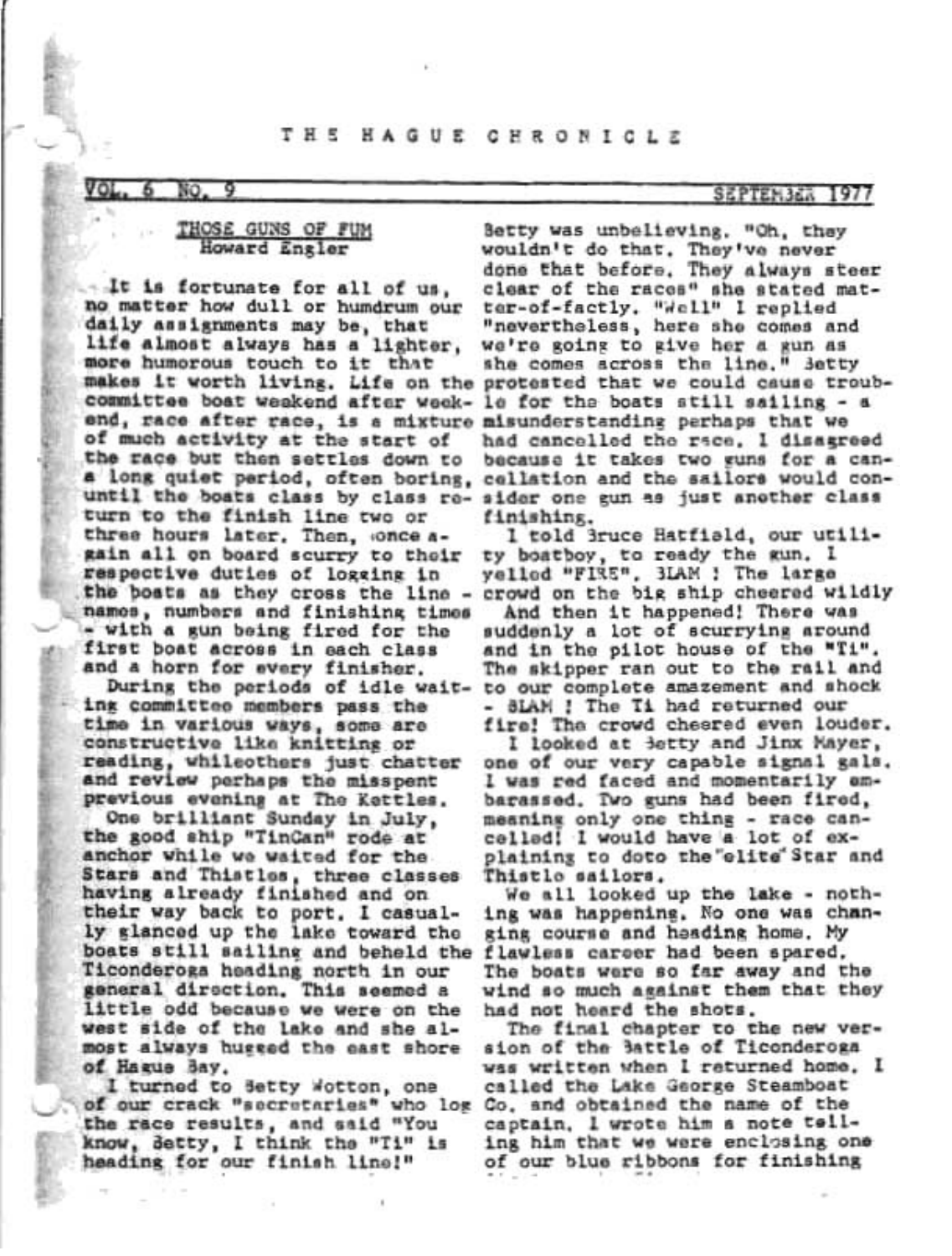# THE HAGUE CHRONICLE

VOL. 6 NO. 9 — SEPTEMBER 1977

## THOSE GUNS OF FUN
### Howard Engler

It is fortunate for all of us, no matter how dull or humdrum our daily assignments may be, that life almost always has a lighter, more humorous touch to it that makes it worth living. Life on the committee boat weekend after weekend, race after race, is a mixture of much activity at the start of the race but then settles down to a long quiet period, often boring, until the boats class by class return to the finish line two or three hours later. Then, once again all on board scurry to their respective duties of logging in the boats as they cross the line - names, numbers and finishing times - with a gun being fired for the first boat across in each class and a horn for every finisher.

During the periods of idle waiting committee members pass the time in various ways, some are constructive like knitting or reading, whileothers just chatter and review perhaps the misspent previous evening at The Kettles.

One brilliant Sunday in July, the good ship "TinCan" rode at anchor while we waited for the Stars and Thistles, three classes having already finished and on their way back to port. I casually glanced up the lake toward the boats still sailing and beheld the Ticonderoga heading north in our general direction. This seemed a little odd because we were on the west side of the lake and she almost always hugged the east shore of Hague Bay.

I turned to Betty Wotton, one of our crack "secretaries" who log the race results, and said "You know, Betty, I think the "Ti" is heading for our finish line!"

Betty was unbelieving. "Oh, they wouldn't do that. They've never done that before. They always steer clear of the races" she stated matter-of-factly. "Well" I replied "nevertheless, here she comes and we're going to give her a gun as she comes across the line." Betty protested that we could cause trouble for the boats still sailing - a misunderstanding perhaps that we had cancelled the race. I disagreed because it takes two guns for a cancellation and the sailors would consider one gun as just another class finishing.

I told Bruce Hatfield, our utility boatboy, to ready the gun. I yelled "FIRE". BLAM ! The large crowd on the big ship cheered wildly

And then it happened! There was suddenly a lot of scurrying around and in the pilot house of the "Ti". The skipper ran out to the rail and to our complete amazement and shock - BLAM ! The Ti had returned our fire! The crowd cheered even louder.

I looked at Betty and Jinx Mayer, one of our very capable signal gals. I was red faced and momentarily embarassed. Two guns had been fired, meaning only one thing - race cancelled! I would have a lot of explaining to doto the"elite"Star and Thistle sailors.

We all looked up the lake - nothing was happening. No one was changing course and heading home. My flawless career had been spared. The boats were so far away and the wind so much against them that they had not heard the shots.

The final chapter to the new version of the Battle of Ticonderoga was written when I returned home. I called the Lake George Steamboat Co. and obtained the name of the captain. I wrote him a note telling him that we were enclosing one of our blue ribbons for finishing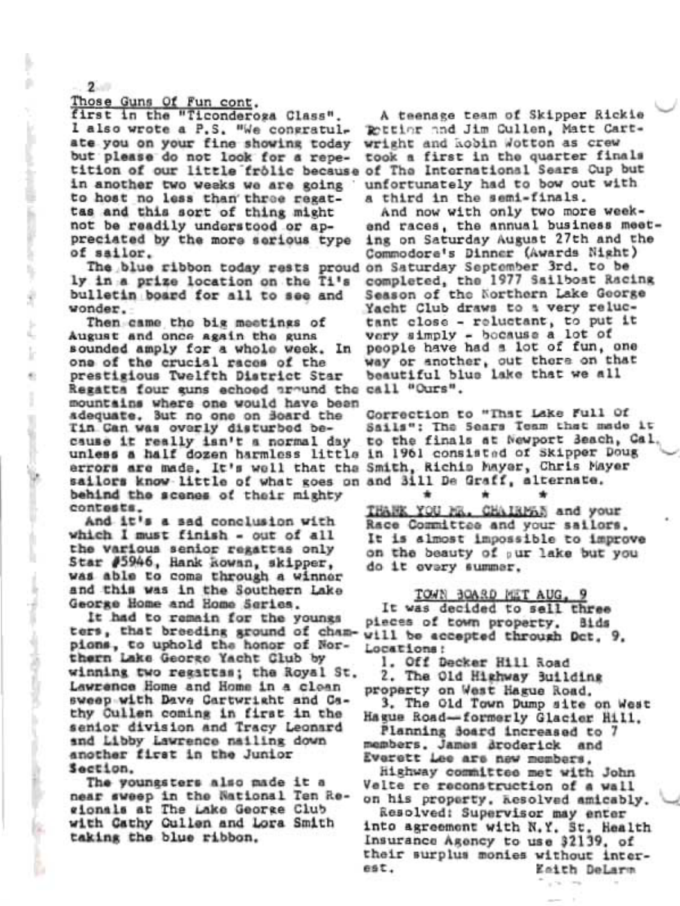Those Guns Of Fun cont.

first in the "Ticonderoga Class". I also wrote a P.S. "We congratulate you on your fine showing today but please do not look for a repetition of our little frölic because in another two weeks we are going to host no less than three regattas and this sort of thing might not be readily understood or appreciated by the more serious type of sailor.

The blue ribbon today rests proudly in a prize location on the Ti's bulletin board for all to see and wonder.

Then came the big meetings of August and once again the guns sounded amply for a whole week. In one of the crucial races of the prestigious Twelfth District Star Regatta four guns echoed around the mountains where one would have been adequate. But no one on Board the Tin Can was overly disturbed because it really isn't a normal day unless a half dozen harmless little errors are made. It's well that the sailors know little of what goes on behind the scenes of their mighty contests.

And it's a sad conclusion with which I must finish - out of all the various senior regattas only Star #5946, Hank Rowan, skipper, was able to come through a winner and this was in the Southern Lake George Home and Home Series.

It had to remain for the youngsters, that breeding ground of champions, to uphold the honor of Northern Lake George Yacht Club by winning two regattas; the Royal St. Lawrence Home and Home in a clean sweep with Dave Cartwright and Cathy Cullen coming in first in the senior division and Tracy Leonard and Libby Lawrence nailing down another first in the Junior Section.

The youngsters also made it a near sweep in the National Ten Regionals at The Lake George Club with Cathy Cullen and Lora Smith taking the blue ribbon.

A teenage team of Skipper Rickie Rottier and Jim Cullen, Matt Cartwright and Robin Wotton as crew took a first in the quarter finals of The International Sears Cup but unfortunately had to bow out with a third in the semi-finals.

And now with only two more weekend races, the annual business meeting on Saturday August 27th and the Commodore's Dinner (Awards Night) on Saturday September 3rd. to be completed, the 1977 Sailboat Racing Season of the Northern Lake George Yacht Club draws to a very reluctant close - reluctant, to put it very simply - because a lot of people have had a lot of fun, one way or another, out there on that beautiful blue lake that we all call "Ours".

Correction to "That Lake Full Of Sails": The Sears Team that made it to the finals at Newport Beach, Cal. in 1961 consisted of Skipper Doug Smith, Richie Mayer, Chris Mayer and Bill De Graff, alternate.

\* \* \*

THANK YOU MR. CHAIRMAN and your Race Committee and your sailors. It is almost impossible to improve on the beauty of our lake but you do it every summer.

## TOWN BOARD MET AUG. 9

It was decided to sell three pieces of town property. Bids will be accepted through Oct. 9. Locations:

1. Off Decker Hill Road
2. The Old Highway Building property on West Hague Road.
3. The Old Town Dump site on West Hague Road—formerly Glacier Hill.

Planning Board increased to 7 members. James Broderick and Everett Lee are new members.

Highway committee met with John Velte re reconstruction of a wall on his property. Resolved amicably.

Resolved: Supervisor may enter into agreement with N.Y. St. Health Insurance Agency to use $2139. of their surplus monies without interest.

Keith DeLarm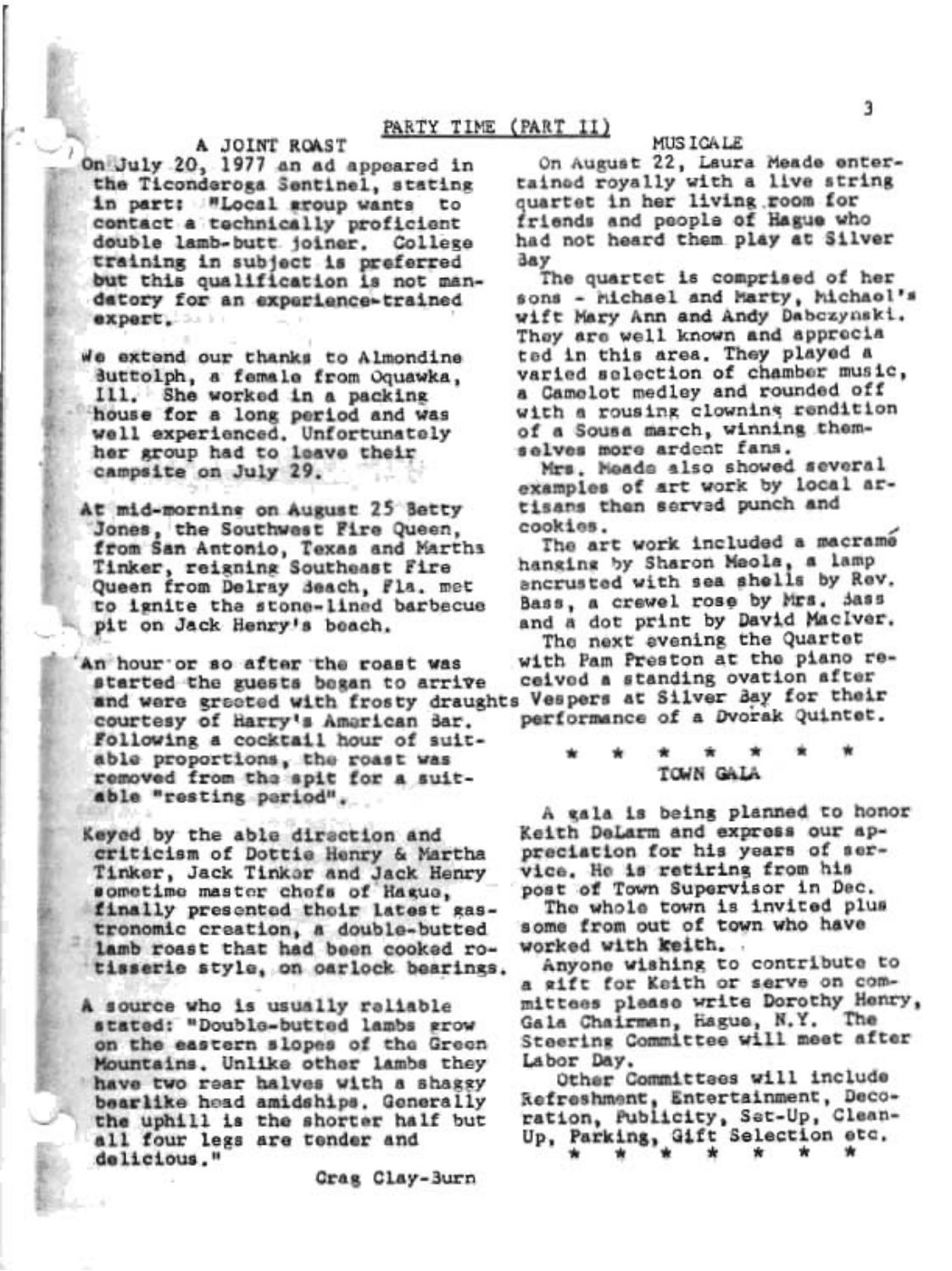## PARTY TIME (PART II)

### A JOINT ROAST

On July 20, 1977 an ad appeared in the Ticonderoga Sentinel, stating in part: "Local group wants to contact a technically proficient double lamb-butt joiner. College training in subject is preferred but this qualification is not mandatory for an experience-trained expert.

We extend our thanks to Almondine Buttolph, a female from Oquawka, Ill. She worked in a packing house for a long period and was well experienced. Unfortunately her group had to leave their campsite on July 29.

At mid-morning on August 25 Betty Jones, the Southwest Fire Queen, from San Antonio, Texas and Martha Tinker, reigning Southeast Fire Queen from Delray Beach, Fla. met to ignite the stone-lined barbecue pit on Jack Henry's beach.

An hour or so after the roast was started the guests began to arrive and were greeted with frosty draughts courtesy of Harry's American Bar. Following a cocktail hour of suitable proportions, the roast was removed from the spit for a suitable "resting period".

Keyed by the able direction and criticism of Dottie Henry & Martha Tinker, Jack Tinker and Jack Henry sometime master chefs of Hague, finally presented their latest gastronomic creation, a double-butted lamb roast that had been cooked rotisserie style, on oarlock bearings.

A source who is usually reliable stated: "Double-butted lambs grow on the eastern slopes of the Green Mountains. Unlike other lambs they have two rear halves with a shaggy bearlike head amidships. Generally the uphill is the shorter half but all four legs are tender and delicious."

Crag Clay-Burn

### MUSICALE

On August 22, Laura Meade entertained royally with a live string quartet in her living room for friends and people of Hague who had not heard them play at Silver Bay

The quartet is comprised of her sons - Michael and Marty, Michael's wift Mary Ann and Andy Dabczynski. They are well known and appreciated in this area. They played a varied selection of chamber music, a Camelot medley and rounded off with a rousing clowning rendition of a Sousa march, winning themselves more ardent fans.

Mrs. Meade also showed several examples of art work by local artisans then served punch and cookies.

The art work included a macramé hanging by Sharon Meola, a lamp encrusted with sea shells by Rev. Bass, a crewel rose by Mrs. Bass and a dot print by David MacIver.

The next evening the Quartet with Pam Preston at the piano received a standing ovation after Vespers at Silver Bay for their performance of a Dvorak Quintet.

\* \* \* \* \* \* \*

### TOWN GALA

A gala is being planned to honor Keith DeLarm and express our appreciation for his years of service. He is retiring from his post of Town Supervisor in Dec.

The whole town is invited plus some from out of town who have worked with Keith.

Anyone wishing to contribute to a gift for Keith or serve on committees please write Dorothy Henry, Gala Chairman, Hague, N.Y. The Steering Committee will meet after Labor Day.

Other Committees will include Refreshment, Entertainment, Decoration, Publicity, Set-Up, Clean-Up, Parking, Gift Selection etc.

\* \* \* \* \* \* \*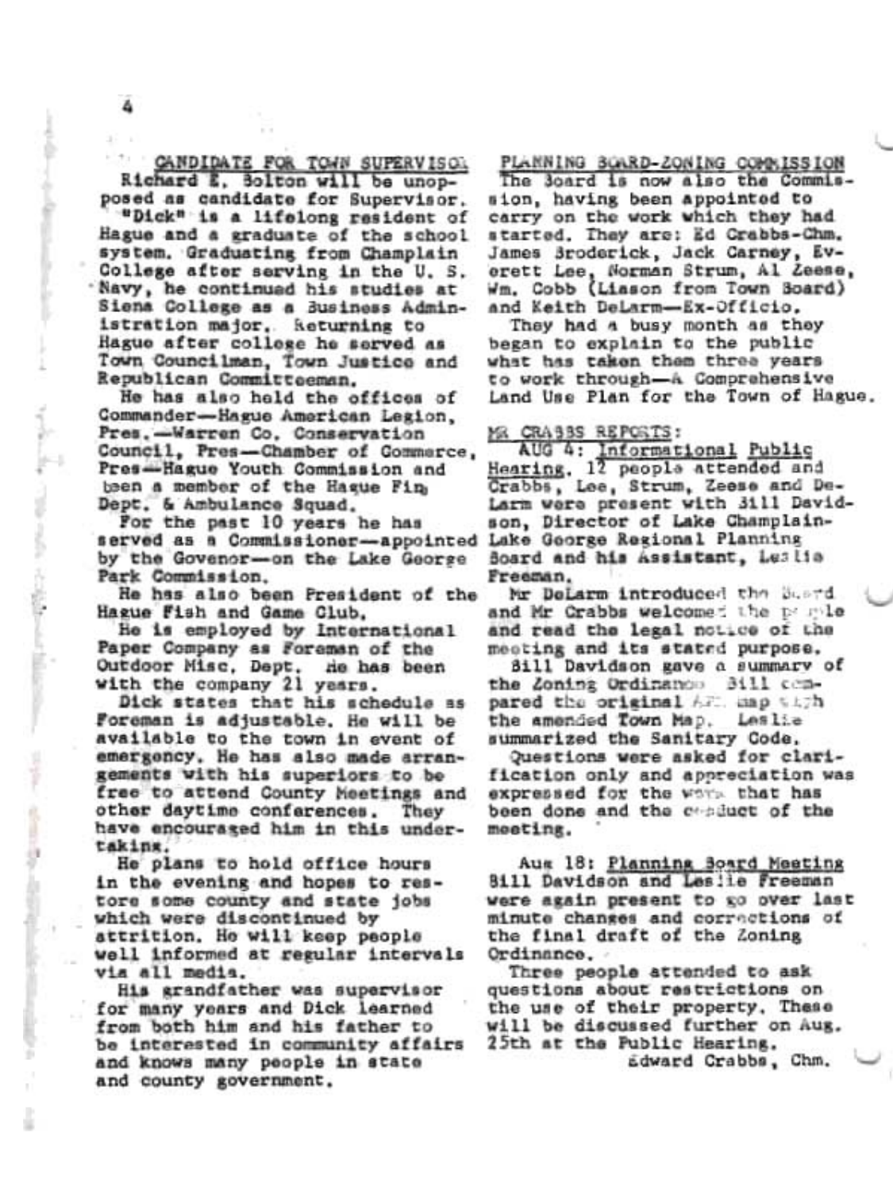## CANDIDATE FOR TOWN SUPERVISOR

Richard E. Bolton will be unopposed as candidate for Supervisor.

"Dick" is a lifelong resident of Hague and a graduate of the school system. Graduating from Champlain College after serving in the U. S. Navy, he continued his studies at Siena College as a Business Administration major. Returning to Hague after college he served as Town Councilman, Town Justice and Republican Committeeman.

He has also held the offices of Commander—Hague American Legion, Pres.—Warren Co. Conservation Council, Pres—Chamber of Commerce, Pres—Hague Youth Commission and been a member of the Hague Fire Dept. & Ambulance Squad.

For the past 10 years he has served as a Commissioner—appointed by the Govenor—on the Lake George Park Commission.

He has also been President of the Hague Fish and Game Club.

He is employed by International Paper Company as Foreman of the Outdoor Misc. Dept. He has been with the company 21 years.

Dick states that his schedule as Foreman is adjustable. He will be available to the town in event of emergency. He has also made arrangements with his superiors to be free to attend County Meetings and other daytime conferences. They have encouraged him in this undertaking.

He plans to hold office hours in the evening and hopes to restore some county and state jobs which were discontinued by attrition. He will keep people well informed at regular intervals via all media.

His grandfather was supervisor for many years and Dick learned from both him and his father to be interested in community affairs and knows many people in state and county government.

## PLANNING BOARD-ZONING COMMISSION

The Board is now also the Commission, having been appointed to carry on the work which they had started. They are: Ed Crabbs-Chm. James Broderick, Jack Carney, Everett Lee, Norman Strum, Al Zeese, Wm. Cobb (Liason from Town Board) and Keith DeLarm—Ex-Officio.

They had a busy month as they began to explain to the public what has taken them three years to work through—A Comprehensive Land Use Plan for the Town of Hague.

MR CRABBS REPORTS:

AUG 4: Informational Public Hearing. 17 people attended and Crabbs, Lee, Strum, Zeese and DeLarm were present with Bill Davidson, Director of Lake Champlain-Lake George Regional Planning Board and his Assistant, Leslie Freeman.

Mr DeLarm introduced the Board and Mr Crabbs welcomed the people and read the legal notice of the meeting and its stated purpose.

Bill Davidson gave a summary of the Zoning Ordinance. Bill compared the original APA map with the amended Town Map. Leslie summarized the Sanitary Code.

Questions were asked for clarification only and appreciation was expressed for the work that has been done and the conduct of the meeting.

Aug 18: Planning Board Meeting Bill Davidson and Leslie Freeman were again present to go over last minute changes and corrections of the final draft of the Zoning Ordinance.

Three people attended to ask questions about restrictions on the use of their property. These will be discussed further on Aug. 25th at the Public Hearing.

Edward Crabbs, Chm.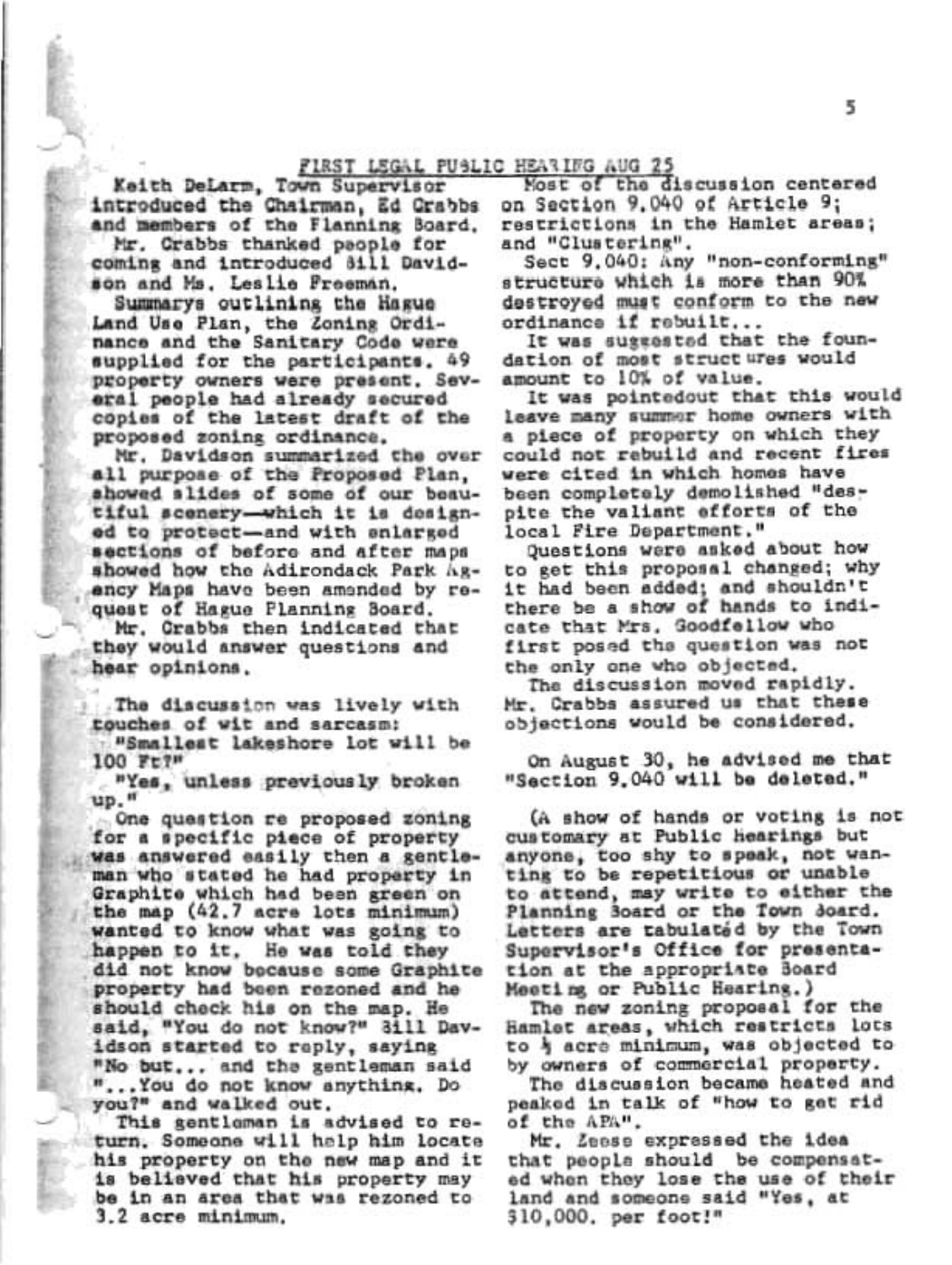## FIRST LEGAL PUBLIC HEARING AUG 25

Keith DeLarm, Town Supervisor introduced the Chairman, Ed Crabbs and members of the Planning Board.

Mr. Crabbs thanked people for coming and introduced Bill Davidson and Ms. Leslie Freeman.

Summarys outlining the Hague Land Use Plan, the Zoning Ordinance and the Sanitary Code were supplied for the participants. 49 property owners were present. Several people had already secured copies of the latest draft of the proposed zoning ordinance.

Mr. Davidson summarized the over all purpose of the Proposed Plan, showed slides of some of our beautiful scenery—which it is designed to protect—and with enlarged sections of before and after maps showed how the Adirondack Park Agency Maps have been amended by request of Hague Planning Board.

Mr. Crabbs then indicated that they would answer questions and hear opinions.

The discussion was lively with touches of wit and sarcasm:

"Smallest lakeshore lot will be 100 Ft?"

"Yes, unless previously broken up."

One question re proposed zoning for a specific piece of property was answered easily then a gentleman who stated he had property in Graphite which had been green on the map (42.7 acre lots minimum) wanted to know what was going to happen to it. He was told they did not know because some Graphite property had been rezoned and he should check his on the map. He said, "You do not know?" Bill Davidson started to reply, saying "No but... and the gentleman said "...You do not know anything. Do you?" and walked out.

This gentleman is advised to return. Someone will help him locate his property on the new map and it is believed that his property may be in an area that was rezoned to 3.2 acre minimum.

Most of the discussion centered on Section 9.040 of Article 9; restrictions in the Hamlet areas; and "Clustering".

Sect 9.040: Any "non-conforming" structure which is more than 90% destroyed must conform to the new ordinance if rebuilt...

It was suggested that the foundation of most structures would amount to 10% of value.

It was pointedout that this would leave many summer home owners with a piece of property on which they could not rebuild and recent fires were cited in which homes have been completely demolished "despite the valiant efforts of the local Fire Department."

Questions were asked about how to get this proposal changed; why it had been added; and shouldn't there be a show of hands to indicate that Mrs. Goodfellow who first posed the question was not the only one who objected.

The discussion moved rapidly. Mr. Crabbs assured us that these objections would be considered.

On August 30, he advised me that "Section 9.040 will be deleted."

(A show of hands or voting is not customary at Public hearings but anyone, too shy to speak, not wanting to be repetitious or unable to attend, may write to either the Planning Board or the Town Board. Letters are tabulated by the Town Supervisor's Office for presentation at the appropriate Board Meeting or Public Hearing.)

The new zoning proposal for the Hamlet areas, which restricts lots to ½ acre minimum, was objected to by owners of commercial property.

The discussion became heated and peaked in talk of "how to get rid of the APA".

Mr. Zeese expressed the idea that people should be compensated when they lose the use of their land and someone said "Yes, at $10,000. per foot!"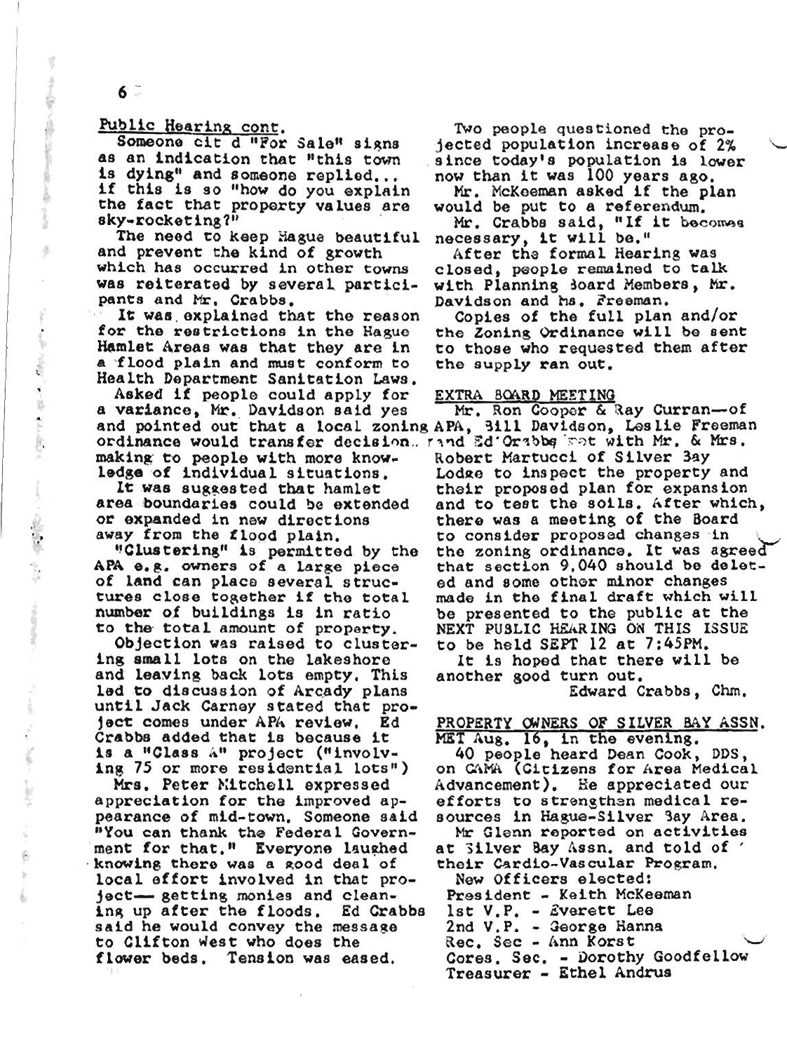## Public Hearing cont.

Someone cit d "For Sale" signs as an indication that "this town is dying" and someone replied... if this is so "how do you explain the fact that property values are sky-rocketing?"

The need to keep Hague beautiful and prevent the kind of growth which has occurred in other towns was reiterated by several participants and Mr. Crabbs.

It was explained that the reason for the restrictions in the Hague Hamlet Areas was that they are in a flood plain and must conform to Health Department Sanitation Laws.

Asked if people could apply for a variance, Mr. Davidson said yes and pointed out that a local zoning ordinance would transfer decision making to people with more knowledge of individual situations.

It was suggested that hamlet area boundaries could be extended or expanded in new directions away from the flood plain.

"Clustering" is permitted by the APA e.g. owners of a large piece of land can place several structures close together if the total number of buildings is in ratio to the total amount of property.

Objection was raised to clustering small lots on the lakeshore and leaving back lots empty. This led to discussion of Arcady plans until Jack Carney stated that project comes under APA review. Ed Crabbs added that is because it is a "Class A" project ("involving 75 or more residential lots")

Mrs. Peter Mitchell expressed appreciation for the improved appearance of mid-town. Someone said "You can thank the Federal Government for that." Everyone laughed knowing there was a good deal of local effort involved in that project— getting monies and cleaning up after the floods. Ed Crabbs said he would convey the message to Clifton West who does the flower beds. Tension was eased.

Two people questioned the projected population increase of 2% since today's population is lower now than it was 100 years ago.

Mr. McKeeman asked if the plan would be put to a referendum.

Mr. Crabbs said, "If it becomes necessary, it will be."

After the formal Hearing was closed, people remained to talk with Planning Board Members, Mr. Davidson and Ms. Freeman.

Copies of the full plan and/or the Zoning Ordinance will be sent to those who requested them after the supply ran out.

## EXTRA BOARD MEETING

Mr. Ron Cooper & Ray Curran—of APA, Bill Davidson, Leslie Freeman and Ed Crabbs met with Mr. & Mrs. Robert Martucci of Silver Bay Lodge to inspect the property and their proposed plan for expansion and to test the soils. After which, there was a meeting of the Board to consider proposed changes in the zoning ordinance. It was agreed that section 9.040 should be deleted and some other minor changes made in the final draft which will be presented to the public at the NEXT PUBLIC HEARING ON THIS ISSUE to be held SEPT 12 at 7:45PM.

It is hoped that there will be another good turn out.

Edward Crabbs, Chm.

## PROPERTY OWNERS OF SILVER BAY ASSN.

MET Aug. 16, in the evening.

40 people heard Dean Cook, DDS, on CAMA (Citizens for Area Medical Advancement). He appreciated our efforts to strengthen medical resources in Hague-Silver Bay Area.

Mr Glenn reported on activities at Silver Bay Assn. and told of their Cardio-Vascular Program.

New Officers elected:
President - Keith McKeeman
1st V.P. - Everett Lee
2nd V.P. - George Hanna
Rec. Sec - Ann Korst
Cores. Sec. - Dorothy Goodfellow
Treasurer - Ethel Andrus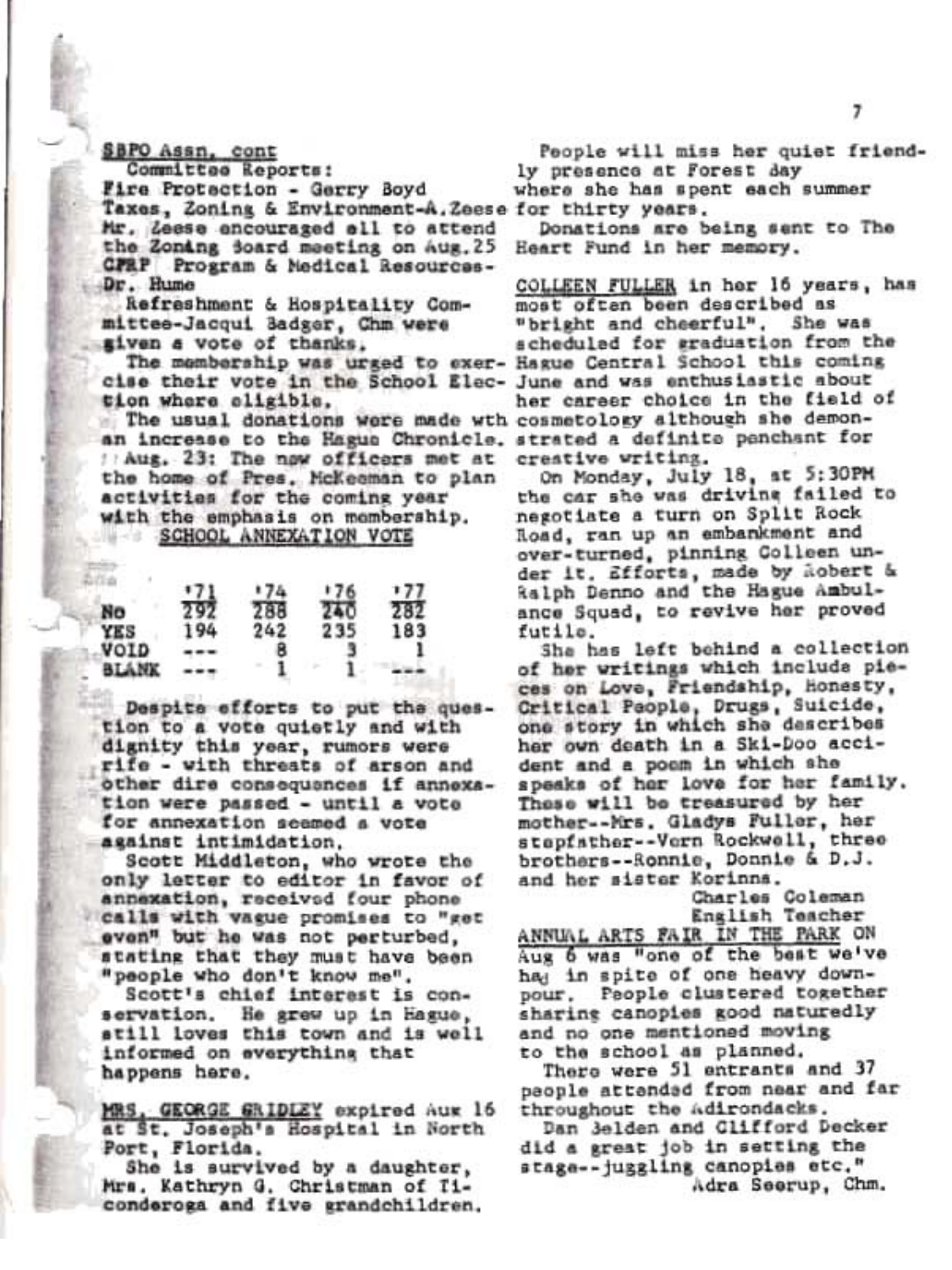SBPO Assn. cont

Committee Reports:

Fire Protection - Gerry Boyd

Taxes, Zoning & Environment-A. Zeese

Mr. Zeese encouraged all to attend the Zoning Board meeting on Aug. 25

CPRP Program & Medical Resources-Dr. Hume

Refreshment & Hospitality Committee-Jacqui Badger, Chm were given a vote of thanks.

The membership was urged to exercise their vote in the School Election where eligible.

The usual donations were made wth an increase to the Hague Chronicle.

Aug. 23: The new officers met at the home of Pres. McKeeman to plan activities for the coming year with the emphasis on membership.

SCHOOL ANNEXATION VOTE

| | '71 | '74 | '76 | '77 |
|---|---|---|---|---|
| No | 292 | 288 | 240 | 282 |
| YES | 194 | 242 | 235 | 183 |
| VOID | --- | 8 | 3 | 1 |
| BLANK | --- | 1 | 1 | --- |

Despite efforts to put the question to a vote quietly and with dignity this year, rumors were rife - with threats of arson and other dire consequences if annexation were passed - until a vote for annexation seemed a vote against intimidation.

Scott Middleton, who wrote the only letter to editor in favor of annexation, received four phone calls with vague promises to "get even" but he was not perturbed, stating that they must have been "people who don't know me".

Scott's chief interest is conservation. He grew up in Hague, still loves this town and is well informed on everything that happens here.

MRS. GEORGE GRIDLEY expired Aug 16 at St. Joseph's Hospital in North Port, Florida.

She is survived by a daughter, Mrs. Kathryn G. Christman of Ticonderoga and five grandchildren.

People will miss her quiet friendly presence at Forest Bay where she has spent each summer for thirty years.

Donations are being sent to The Heart Fund in her memory.

COLLEEN FULLER in her 16 years, has most often been described as "bright and cheerful". She was scheduled for graduation from the Hague Central School this coming June and was enthusiastic about her career choice in the field of cosmetology although she demonstrated a definite penchant for creative writing.

On Monday, July 18, at 5:30PM the car she was driving failed to negotiate a turn on Split Rock Road, ran up an embankment and over-turned, pinning Colleen under it. Efforts, made by Robert & Ralph Denno and the Hague Ambulance Squad, to revive her proved futile.

She has left behind a collection of her writings which include pieces on Love, Friendship, Honesty, Critical People, Drugs, Suicide, one story in which she describes her own death in a Ski-Doo accident and a poem in which she speaks of her love for her family. These will be treasured by her mother--Mrs. Gladys Fuller, her stepfather--Vern Rockwell, three brothers--Ronnie, Donnie & D.J. and her sister Korinna.

Charles Coleman
English Teacher

ANNUAL ARTS FAIR IN THE PARK ON Aug 6 was "one of the best we've had in spite of one heavy downpour. People clustered together sharing canopies good naturedly and no one mentioned moving to the school as planned.

There were 51 entrants and 37 people attended from near and far throughout the Adirondacks.

Dan Belden and Clifford Decker did a great job in setting the stage--juggling canopies etc."

Adra Seerup, Chm.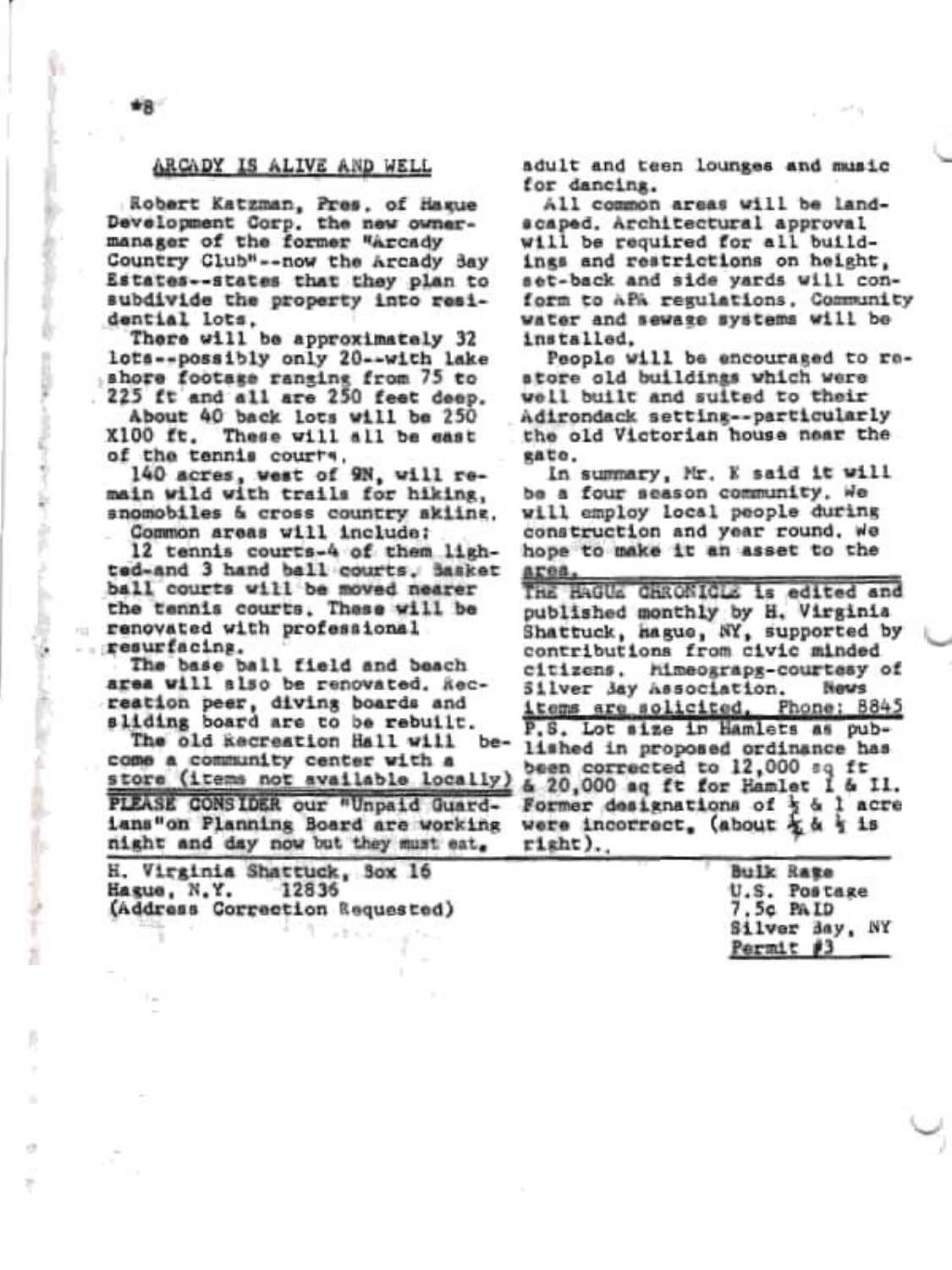## ARCADY IS ALIVE AND WELL

Robert Katzman, Pres. of Hague Development Corp. the new owner-manager of the former "Arcady Country Club"--now the Arcady Bay Estates--states that they plan to subdivide the property into residential lots.

There will be approximately 32 lots--possibly only 20--with lake shore footage ranging from 75 to 225 ft and all are 250 feet deep.

About 40 back lots will be 250 X100 ft. These will all be east of the tennis courts.

140 acres, west of 9N, will remain wild with trails for hiking, snomobiles & cross country skiing.

Common areas will include:

12 tennis courts-4 of them lighted-and 3 hand ball courts. Basket ball courts will be moved nearer the tennis courts. These will be renovated with professional resurfacing.

The base ball field and beach area will also be renovated. Recreation peer, diving boards and sliding board are to be rebuilt.

The old Recreation Hall will become a community center with a store (items not available locally) adult and teen lounges and music for dancing.

All common areas will be landscaped. Architectural approval will be required for all buildings and restrictions on height, set-back and side yards will conform to APA regulations. Community water and sewage systems will be installed.

People will be encouraged to restore old buildings which were well built and suited to their Adirondack setting--particularly the old Victorian house near the gate.

In summary, Mr. K said it will be a four season community. We will employ local people during construction and year round. We hope to make it an asset to the area.

---

PLEASE CONSIDER our "Unpaid Guardians" on Planning Board are working night and day now but they must eat.

---

THE HAGUE CHRONICLE is edited and published monthly by H. Virginia Shattuck, Hague, NY, supported by contributions from civic minded citizens. Mimeograpg-courtesy of Silver Bay Association. News items are solicited. Phone: 8845

---

P.S. Lot size in Hamlets as published in proposed ordinance has been corrected to 12,000 sq ft & 20,000 sq ft for Hamlet I & II. Former designations of ½ & 1 acre were incorrect. (about ¼ & ½ is right).

---

H. Virginia Shattuck, Box 16
Hague, N.Y. 12836
(Address Correction Requested)

Bulk Rate
U.S. Postage
7.5¢ PAID
Silver Bay, NY
Permit #3